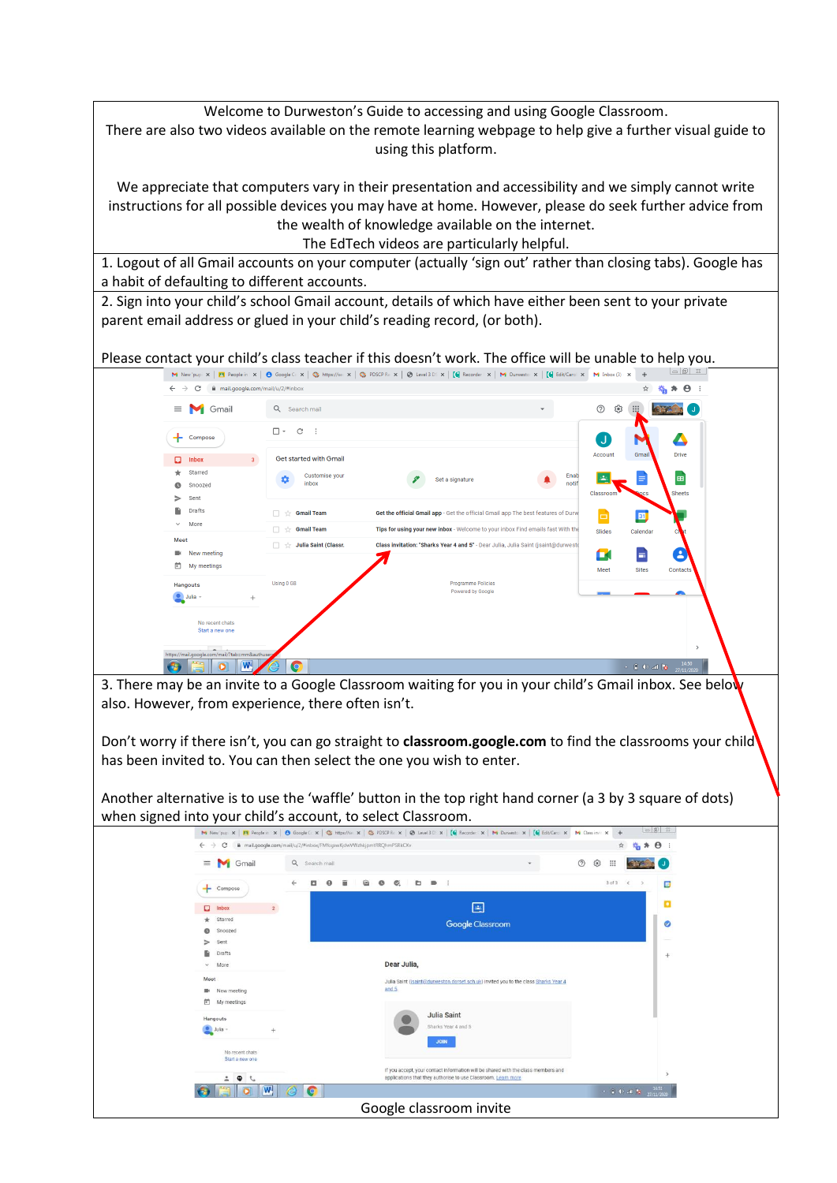Welcome to Durweston's Guide to accessing and using Google Classroom.
There are also two videos available on the remote learning webpage to help give a further visual guide to using this platform.

We appreciate that computers vary in their presentation and accessibility and we simply cannot write instructions for all possible devices you may have at home. However, please do seek further advice from the wealth of knowledge available on the internet.
The EdTech videos are particularly helpful.

1. Logout of all Gmail accounts on your computer (actually 'sign out' rather than closing tabs). Google has a habit of defaulting to different accounts.

2. Sign into your child's school Gmail account, details of which have either been sent to your private parent email address or glued in your child's reading record, (or both).

Please contact your child's class teacher if this doesn't work. The office will be unable to help you.

3. There may be an invite to a Google Classroom waiting for you in your child's Gmail inbox. See below also. However, from experience, there often isn't.

Don't worry if there isn't, you can go straight to **classroom.google.com** to find the classrooms your child has been invited to. You can then select the one you wish to enter.

Another alternative is to use the 'waffle' button in the top right hand corner (a 3 by 3 square of dots) when signed into your child's account, to select Classroom.

Google classroom invite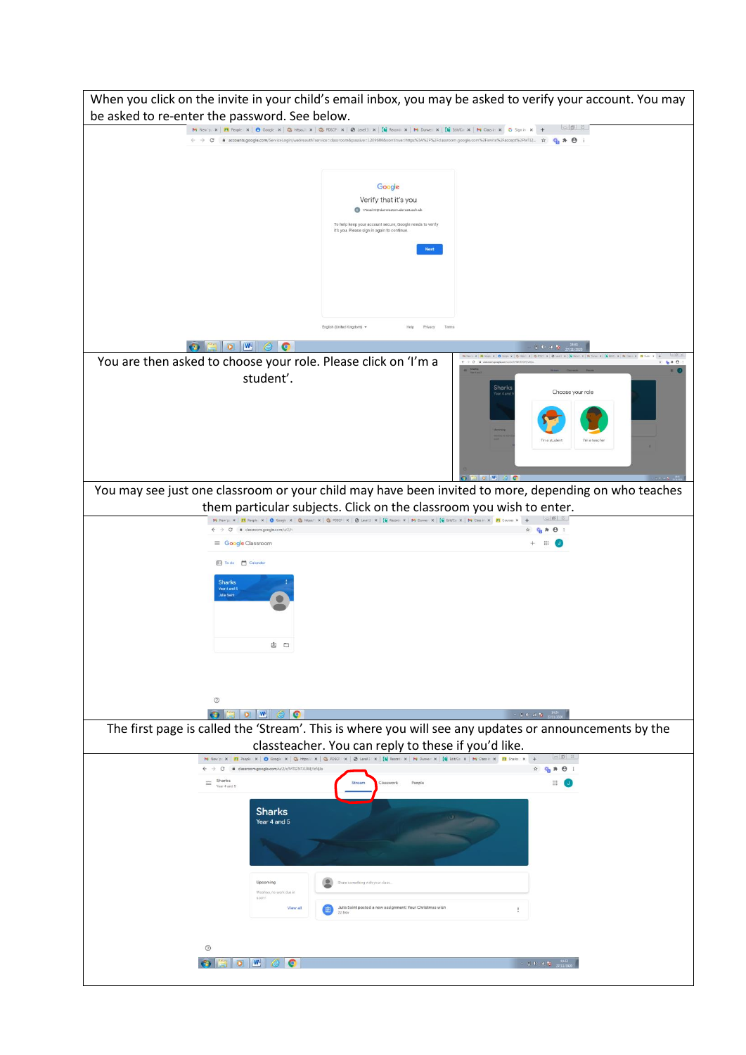When you click on the invite in your child's email inbox, you may be asked to verify your account. You may be asked to re-enter the password. See below.

You are then asked to choose your role. Please click on 'I'm a student'.

You may see just one classroom or your child may have been invited to more, depending on who teaches them particular subjects. Click on the classroom you wish to enter.

The first page is called the 'Stream'. This is where you will see any updates or announcements by the classteacher. You can reply to these if you'd like.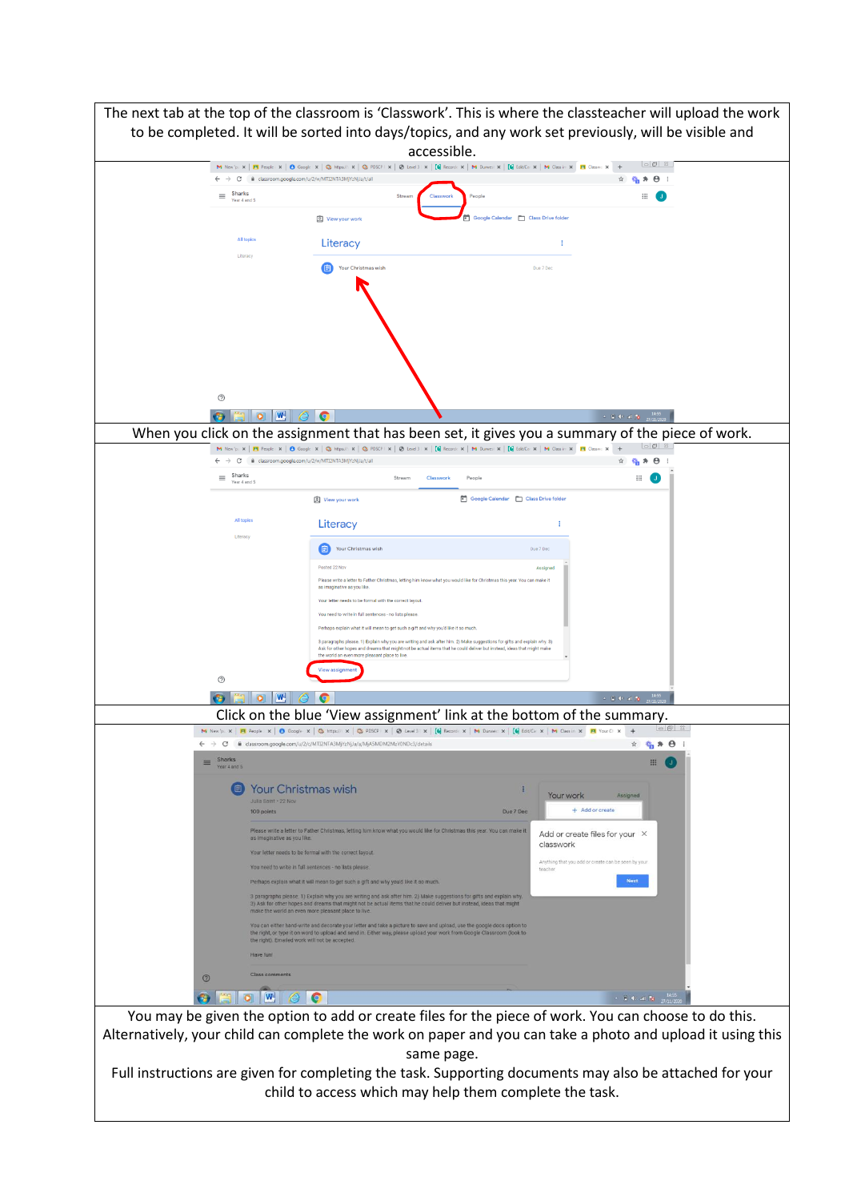The next tab at the top of the classroom is 'Classwork'. This is where the classteacher will upload the work to be completed. It will be sorted into days/topics, and any work set previously, will be visible and accessible.

When you click on the assignment that has been set, it gives you a summary of the piece of work.

Click on the blue 'View assignment' link at the bottom of the summary.

You may be given the option to add or create files for the piece of work. You can choose to do this. Alternatively, your child can complete the work on paper and you can take a photo and upload it using this same page.

Full instructions are given for completing the task. Supporting documents may also be attached for your child to access which may help them complete the task.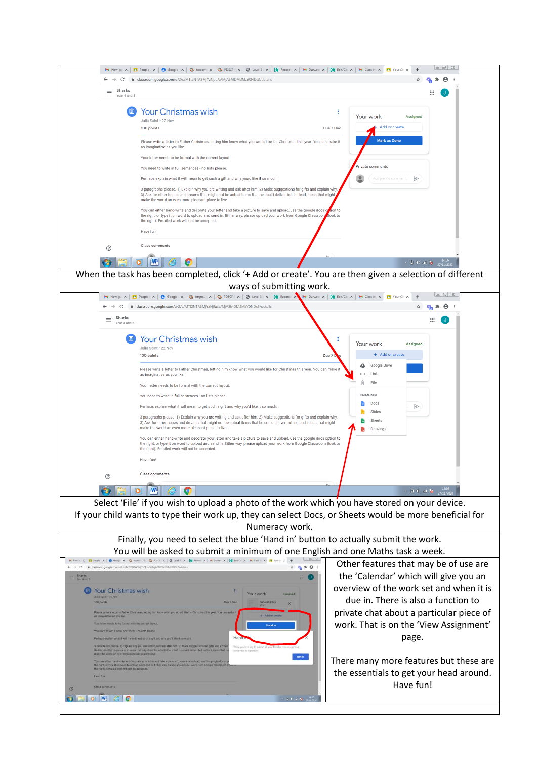When the task has been completed, click '+ Add or create'. You are then given a selection of different ways of submitting work.

Select 'File' if you wish to upload a photo of the work which you have stored on your device.
If your child wants to type their work up, they can select Docs, or Sheets would be more beneficial for Numeracy work.

Finally, you need to select the blue 'Hand in' button to actually submit the work.
You will be asked to submit a minimum of one English and one Maths task a week.

Other features that may be of use are the 'Calendar' which will give you an overview of the work set and when it is due in. There is also a function to private chat about a particular piece of work. That is on the 'View Assignment' page.

There many more features but these are the essentials to get your head around. Have fun!